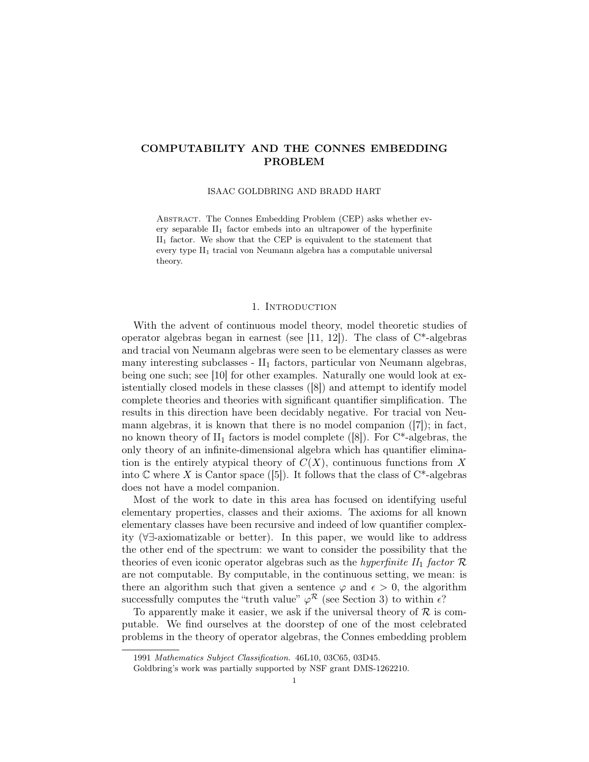# COMPUTABILITY AND THE CONNES EMBEDDING PROBLEM

ISAAC GOLDBRING AND BRADD HART

Abstract. The Connes Embedding Problem (CEP) asks whether every separable $\mathrm{II}_1$ factor embeds into an ultrapower of the hyperfinite $\mathrm{II}_1$ factor. We show that the CEP is equivalent to the statement that every type $\mathrm{II}_1$ tracial von Neumann algebra has a computable universal theory.

## 1. Introduction

With the advent of continuous model theory, model theoretic studies of operator algebras began in earnest (see [11, 12]). The class of C*-algebras and tracial von Neumann algebras were seen to be elementary classes as were many interesting subclasses - $\mathrm{II}_1$ factors, particular von Neumann algebras, being one such; see [10] for other examples. Naturally one would look at existentially closed models in these classes ([8]) and attempt to identify model complete theories and theories with significant quantifier simplification. The results in this direction have been decidably negative. For tracial von Neumann algebras, it is known that there is no model companion ([7]); in fact, no known theory of $\mathrm{II}_1$ factors is model complete ([8]). For C*-algebras, the only theory of an infinite-dimensional algebra which has quantifier elimination is the entirely atypical theory of $C(X)$, continuous functions from $X$ into $\mathbb{C}$ where $X$ is Cantor space ([5]). It follows that the class of C*-algebras does not have a model companion.

Most of the work to date in this area has focused on identifying useful elementary properties, classes and their axioms. The axioms for all known elementary classes have been recursive and indeed of low quantifier complexity ($\forall\exists$-axiomatizable or better). In this paper, we would like to address the other end of the spectrum: we want to consider the possibility that the theories of even iconic operator algebras such as the *hyperfinite $\mathrm{II}_1$ factor* $\mathcal{R}$ are not computable. By computable, in the continuous setting, we mean: is there an algorithm such that given a sentence $\varphi$ and $\epsilon > 0$, the algorithm successfully computes the "truth value" $\varphi^{\mathcal{R}}$ (see Section 3) to within $\epsilon$?

To apparently make it easier, we ask if the universal theory of $\mathcal{R}$ is computable. We find ourselves at the doorstep of one of the most celebrated problems in the theory of operator algebras, the Connes embedding problem

1991 *Mathematics Subject Classification.* 46L10, 03C65, 03D45.

Goldbring's work was partially supported by NSF grant DMS-1262210.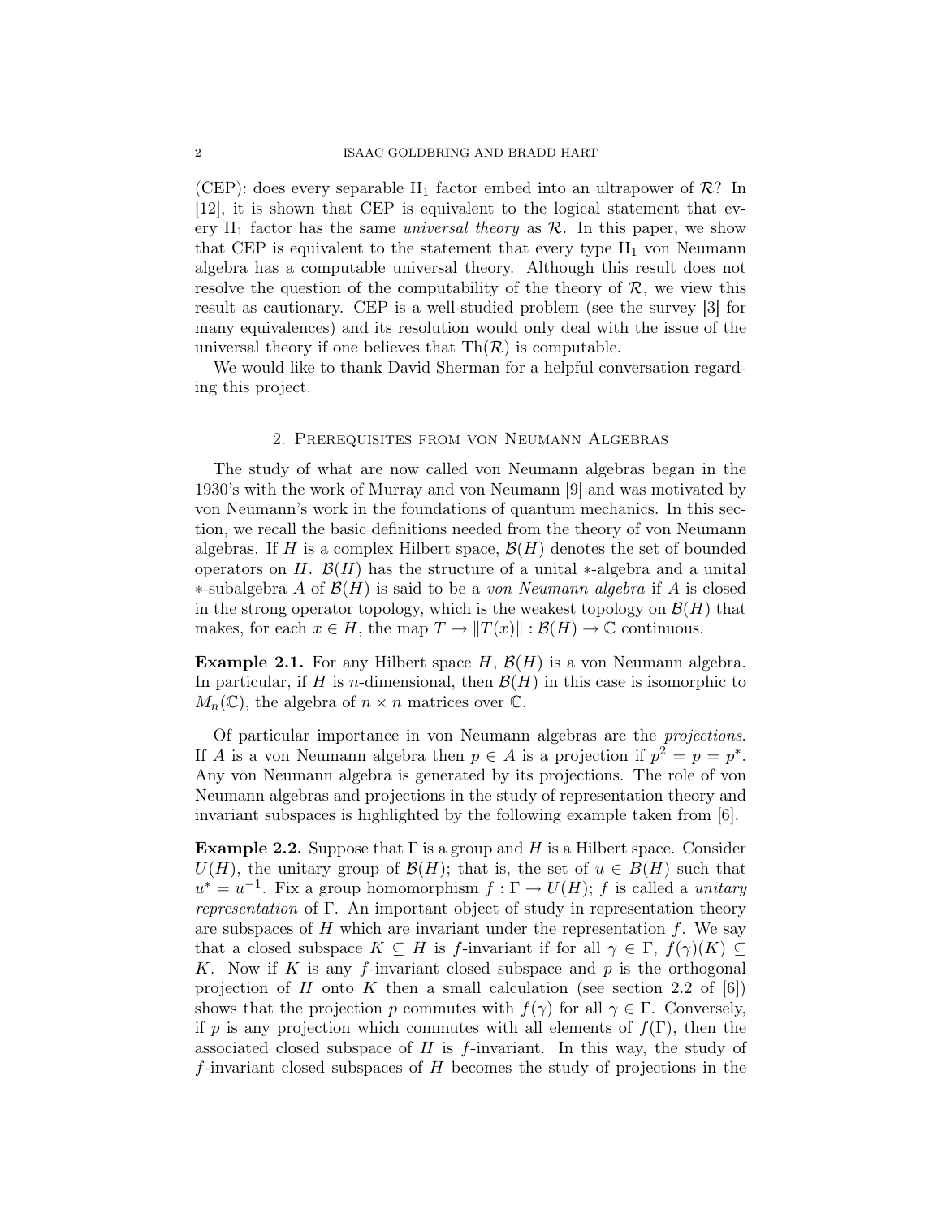(CEP): does every separable $\mathrm{II}_1$ factor embed into an ultrapower of $\mathcal{R}$? In [12], it is shown that CEP is equivalent to the logical statement that every $\mathrm{II}_1$ factor has the same *universal theory* as $\mathcal{R}$. In this paper, we show that CEP is equivalent to the statement that every type $\mathrm{II}_1$ von Neumann algebra has a computable universal theory. Although this result does not resolve the question of the computability of the theory of $\mathcal{R}$, we view this result as cautionary. CEP is a well-studied problem (see the survey [3] for many equivalences) and its resolution would only deal with the issue of the universal theory if one believes that $\mathrm{Th}(\mathcal{R})$ is computable.

We would like to thank David Sherman for a helpful conversation regarding this project.

## 2. Prerequisites from von Neumann Algebras

The study of what are now called von Neumann algebras began in the 1930's with the work of Murray and von Neumann [9] and was motivated by von Neumann's work in the foundations of quantum mechanics. In this section, we recall the basic definitions needed from the theory of von Neumann algebras. If $H$ is a complex Hilbert space, $\mathcal{B}(H)$ denotes the set of bounded operators on $H$. $\mathcal{B}(H)$ has the structure of a unital $*$-algebra and a unital $*$-subalgebra $A$ of $\mathcal{B}(H)$ is said to be a *von Neumann algebra* if $A$ is closed in the strong operator topology, which is the weakest topology on $\mathcal{B}(H)$ that makes, for each $x \in H$, the map $T \mapsto \|T(x)\| : \mathcal{B}(H) \to \mathbb{C}$ continuous.

**Example 2.1.** For any Hilbert space $H$, $\mathcal{B}(H)$ is a von Neumann algebra. In particular, if $H$ is $n$-dimensional, then $\mathcal{B}(H)$ in this case is isomorphic to $M_n(\mathbb{C})$, the algebra of $n \times n$ matrices over $\mathbb{C}$.

Of particular importance in von Neumann algebras are the *projections*. If $A$ is a von Neumann algebra then $p \in A$ is a projection if $p^2 = p = p^*$. Any von Neumann algebra is generated by its projections. The role of von Neumann algebras and projections in the study of representation theory and invariant subspaces is highlighted by the following example taken from [6].

**Example 2.2.** Suppose that $\Gamma$ is a group and $H$ is a Hilbert space. Consider $U(H)$, the unitary group of $\mathcal{B}(H)$; that is, the set of $u \in B(H)$ such that $u^* = u^{-1}$. Fix a group homomorphism $f : \Gamma \to U(H)$; $f$ is called a *unitary representation* of $\Gamma$. An important object of study in representation theory are subspaces of $H$ which are invariant under the representation $f$. We say that a closed subspace $K \subseteq H$ is $f$-invariant if for all $\gamma \in \Gamma$, $f(\gamma)(K) \subseteq K$. Now if $K$ is any $f$-invariant closed subspace and $p$ is the orthogonal projection of $H$ onto $K$ then a small calculation (see section 2.2 of [6]) shows that the projection $p$ commutes with $f(\gamma)$ for all $\gamma \in \Gamma$. Conversely, if $p$ is any projection which commutes with all elements of $f(\Gamma)$, then the associated closed subspace of $H$ is $f$-invariant. In this way, the study of $f$-invariant closed subspaces of $H$ becomes the study of projections in the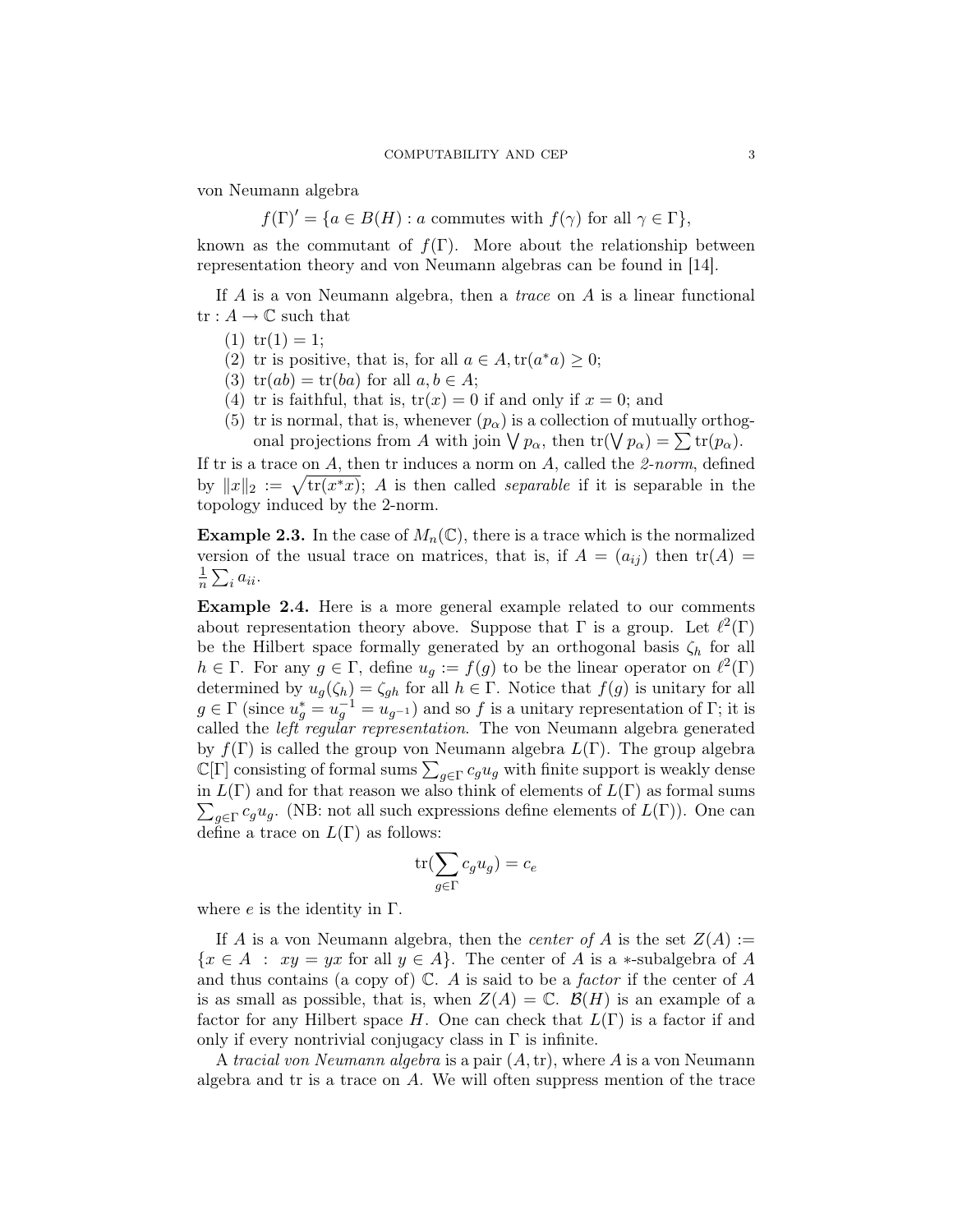von Neumann algebra

$$f(\Gamma)' = \{a \in B(H) : a \text{ commutes with } f(\gamma) \text{ for all } \gamma \in \Gamma\},$$

known as the commutant of $f(\Gamma)$. More about the relationship between representation theory and von Neumann algebras can be found in [14].

If $A$ is a von Neumann algebra, then a *trace* on $A$ is a linear functional $\mathrm{tr} : A \to \mathbb{C}$ such that

1. $\mathrm{tr}(1) = 1$;
2. tr is positive, that is, for all $a \in A, \mathrm{tr}(a^*a) \geq 0$;
3. $\mathrm{tr}(ab) = \mathrm{tr}(ba)$ for all $a, b \in A$;
4. tr is faithful, that is, $\mathrm{tr}(x) = 0$ if and only if $x = 0$; and
5. tr is normal, that is, whenever $(p_\alpha)$ is a collection of mutually orthogonal projections from $A$ with join $\bigvee p_\alpha$, then $\mathrm{tr}(\bigvee p_\alpha) = \sum \mathrm{tr}(p_\alpha)$.

If tr is a trace on $A$, then tr induces a norm on $A$, called the *2-norm*, defined by $\|x\|_2 := \sqrt{\mathrm{tr}(x^*x)}$; $A$ is then called *separable* if it is separable in the topology induced by the 2-norm.

**Example 2.3.** In the case of $M_n(\mathbb{C})$, there is a trace which is the normalized version of the usual trace on matrices, that is, if $A = (a_{ij})$ then $\mathrm{tr}(A) = \frac{1}{n}\sum_i a_{ii}$.

**Example 2.4.** Here is a more general example related to our comments about representation theory above. Suppose that $\Gamma$ is a group. Let $\ell^2(\Gamma)$ be the Hilbert space formally generated by an orthogonal basis $\zeta_h$ for all $h \in \Gamma$. For any $g \in \Gamma$, define $u_g := f(g)$ to be the linear operator on $\ell^2(\Gamma)$ determined by $u_g(\zeta_h) = \zeta_{gh}$ for all $h \in \Gamma$. Notice that $f(g)$ is unitary for all $g \in \Gamma$ (since $u_g^* = u_g^{-1} = u_{g^{-1}}$) and so $f$ is a unitary representation of $\Gamma$; it is called the *left regular representation*. The von Neumann algebra generated by $f(\Gamma)$ is called the group von Neumann algebra $L(\Gamma)$. The group algebra $\mathbb{C}[\Gamma]$ consisting of formal sums $\sum_{g\in\Gamma} c_g u_g$ with finite support is weakly dense in $L(\Gamma)$ and for that reason we also think of elements of $L(\Gamma)$ as formal sums $\sum_{g\in\Gamma} c_g u_g$. (NB: not all such expressions define elements of $L(\Gamma)$). One can define a trace on $L(\Gamma)$ as follows:

$$\mathrm{tr}(\sum_{g\in\Gamma} c_g u_g) = c_e$$

where $e$ is the identity in $\Gamma$.

If $A$ is a von Neumann algebra, then the *center of* $A$ is the set $Z(A) := \{x \in A \ : \ xy = yx \text{ for all } y \in A\}$. The center of $A$ is a $*$-subalgebra of $A$ and thus contains (a copy of) $\mathbb{C}$. $A$ is said to be a *factor* if the center of $A$ is as small as possible, that is, when $Z(A) = \mathbb{C}$. $\mathcal{B}(H)$ is an example of a factor for any Hilbert space $H$. One can check that $L(\Gamma)$ is a factor if and only if every nontrivial conjugacy class in $\Gamma$ is infinite.

A *tracial von Neumann algebra* is a pair $(A, \mathrm{tr})$, where $A$ is a von Neumann algebra and tr is a trace on $A$. We will often suppress mention of the trace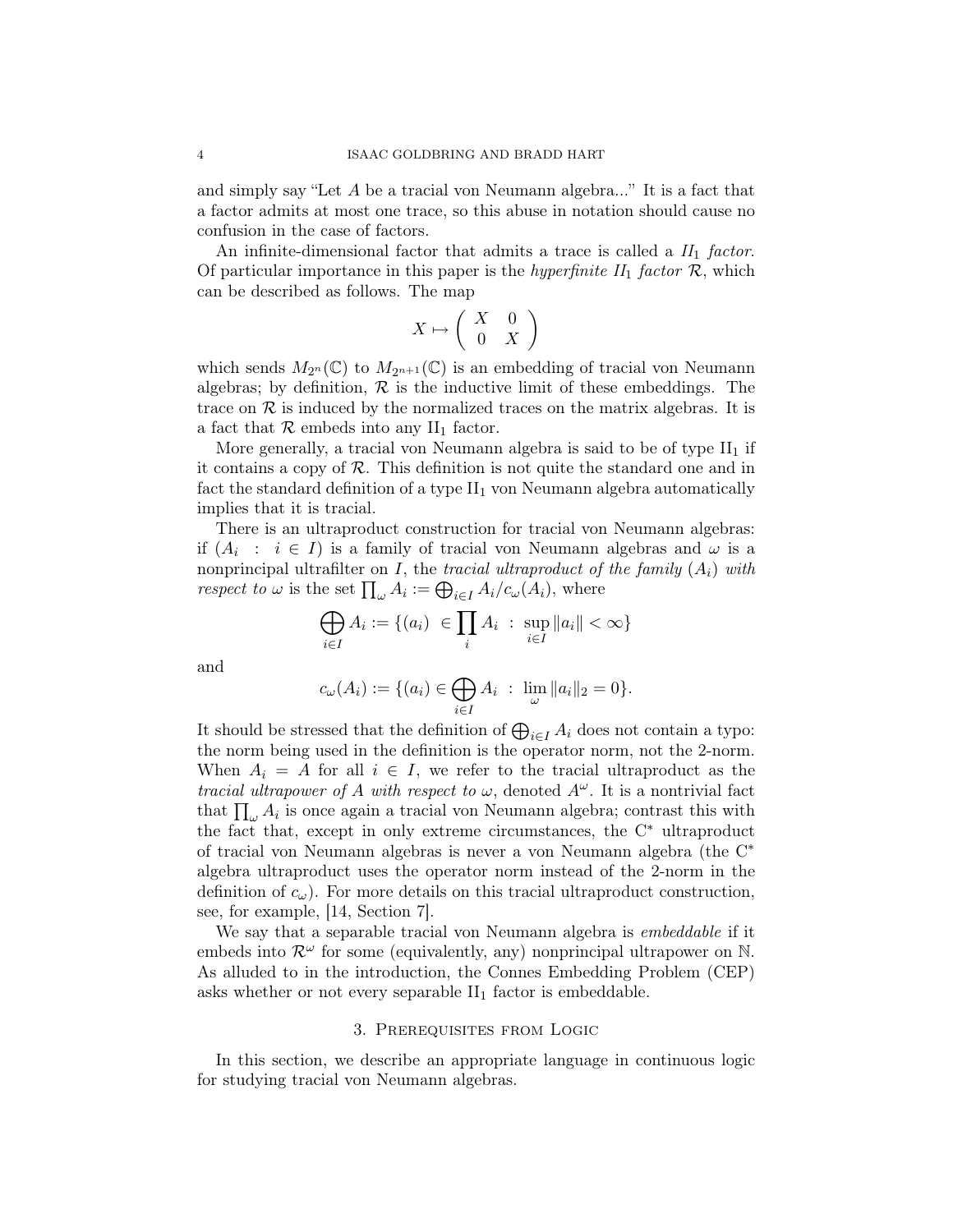and simply say "Let $A$ be a tracial von Neumann algebra..." It is a fact that a factor admits at most one trace, so this abuse in notation should cause no confusion in the case of factors.

An infinite-dimensional factor that admits a trace is called a *$II_1$ factor*. Of particular importance in this paper is the *hyperfinite $II_1$ factor* $\mathcal{R}$, which can be described as follows. The map

$$X \mapsto \begin{pmatrix} X & 0 \\ 0 & X \end{pmatrix}$$

which sends $M_{2^n}(\mathbb{C})$ to $M_{2^{n+1}}(\mathbb{C})$ is an embedding of tracial von Neumann algebras; by definition, $\mathcal{R}$ is the inductive limit of these embeddings. The trace on $\mathcal{R}$ is induced by the normalized traces on the matrix algebras. It is a fact that $\mathcal{R}$ embeds into any $\mathrm{II}_1$ factor.

More generally, a tracial von Neumann algebra is said to be of type $\mathrm{II}_1$ if it contains a copy of $\mathcal{R}$. This definition is not quite the standard one and in fact the standard definition of a type $\mathrm{II}_1$ von Neumann algebra automatically implies that it is tracial.

There is an ultraproduct construction for tracial von Neumann algebras: if $(A_i \ : \ i \in I)$ is a family of tracial von Neumann algebras and $\omega$ is a nonprincipal ultrafilter on $I$, the *tracial ultraproduct of the family $(A_i)$ with respect to $\omega$* is the set $\prod_\omega A_i := \bigoplus_{i \in I} A_i / c_\omega(A_i)$, where

$$\bigoplus_{i \in I} A_i := \{(a_i) \ \in \prod_i A_i \ : \ \sup_{i \in I} \|a_i\| < \infty\}$$

and

$$c_\omega(A_i) := \{(a_i) \in \bigoplus_{i \in I} A_i \ : \ \lim_\omega \|a_i\|_2 = 0\}.$$

It should be stressed that the definition of $\bigoplus_{i \in I} A_i$ does not contain a typo: the norm being used in the definition is the operator norm, not the 2-norm. When $A_i = A$ for all $i \in I$, we refer to the tracial ultraproduct as the *tracial ultrapower of $A$ with respect to $\omega$*, denoted $A^\omega$. It is a nontrivial fact that $\prod_\omega A_i$ is once again a tracial von Neumann algebra; contrast this with the fact that, except in only extreme circumstances, the $\mathrm{C}^*$ ultraproduct of tracial von Neumann algebras is never a von Neumann algebra (the $\mathrm{C}^*$ algebra ultraproduct uses the operator norm instead of the 2-norm in the definition of $c_\omega$). For more details on this tracial ultraproduct construction, see, for example, [14, Section 7].

We say that a separable tracial von Neumann algebra is *embeddable* if it embeds into $\mathcal{R}^\omega$ for some (equivalently, any) nonprincipal ultrapower on $\mathbb{N}$. As alluded to in the introduction, the Connes Embedding Problem (CEP) asks whether or not every separable $\mathrm{II}_1$ factor is embeddable.

## 3. Prerequisites from Logic

In this section, we describe an appropriate language in continuous logic for studying tracial von Neumann algebras.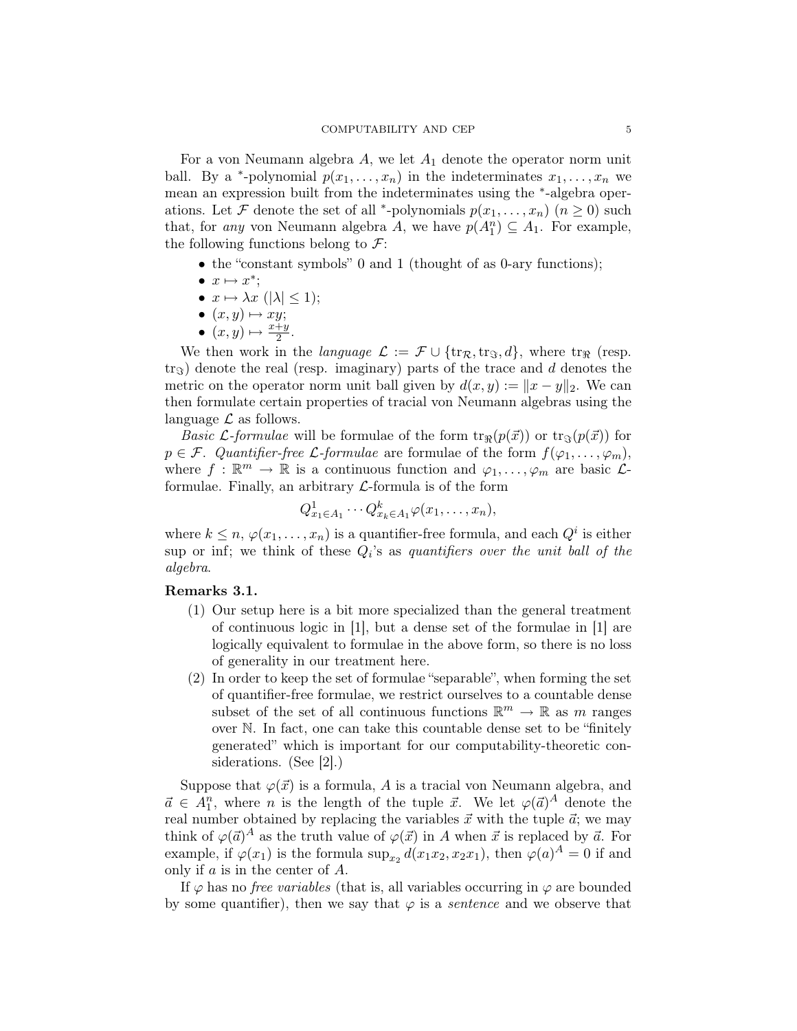For a von Neumann algebra $A$, we let $A_1$ denote the operator norm unit ball. By a $^*$-polynomial $p(x_1, \ldots, x_n)$ in the indeterminates $x_1, \ldots, x_n$ we mean an expression built from the indeterminates using the $^*$-algebra operations. Let $\mathcal{F}$ denote the set of all $^*$-polynomials $p(x_1, \ldots, x_n)$ ($n \geq 0$) such that, for *any* von Neumann algebra $A$, we have $p(A_1^n) \subseteq A_1$. For example, the following functions belong to $\mathcal{F}$:

- the "constant symbols" 0 and 1 (thought of as 0-ary functions);
- $x \mapsto x^*$;
- $x \mapsto \lambda x$ ($|\lambda| \leq 1$);
- $(x, y) \mapsto xy$;
- $(x, y) \mapsto \frac{x+y}{2}$.

We then work in the *language* $\mathcal{L} := \mathcal{F} \cup \{\mathrm{tr}_{\mathcal{R}}, \mathrm{tr}_{\Im}, d\}$, where $\mathrm{tr}_{\Re}$ (resp. $\mathrm{tr}_{\Im}$) denote the real (resp. imaginary) parts of the trace and $d$ denotes the metric on the operator norm unit ball given by $d(x, y) := \|x - y\|_2$. We can then formulate certain properties of tracial von Neumann algebras using the language $\mathcal{L}$ as follows.

*Basic $\mathcal{L}$-formulae* will be formulae of the form $\mathrm{tr}_{\Re}(p(\vec{x}))$ or $\mathrm{tr}_{\Im}(p(\vec{x}))$ for $p \in \mathcal{F}$. *Quantifier-free $\mathcal{L}$-formulae* are formulae of the form $f(\varphi_1, \ldots, \varphi_m)$, where $f : \mathbb{R}^m \to \mathbb{R}$ is a continuous function and $\varphi_1, \ldots, \varphi_m$ are basic $\mathcal{L}$-formulae. Finally, an arbitrary $\mathcal{L}$-formula is of the form

$$Q^1_{x_1 \in A_1} \cdots Q^k_{x_k \in A_1} \varphi(x_1, \ldots, x_n),$$

where $k \leq n$, $\varphi(x_1, \ldots, x_n)$ is a quantifier-free formula, and each $Q^i$ is either sup or inf; we think of these $Q_i$'s as *quantifiers over the unit ball of the algebra*.

**Remarks 3.1.**

1. Our setup here is a bit more specialized than the general treatment of continuous logic in [1], but a dense set of the formulae in [1] are logically equivalent to formulae in the above form, so there is no loss of generality in our treatment here.
2. In order to keep the set of formulae "separable", when forming the set of quantifier-free formulae, we restrict ourselves to a countable dense subset of the set of all continuous functions $\mathbb{R}^m \to \mathbb{R}$ as $m$ ranges over $\mathbb{N}$. In fact, one can take this countable dense set to be "finitely generated" which is important for our computability-theoretic considerations. (See [2].)

Suppose that $\varphi(\vec{x})$ is a formula, $A$ is a tracial von Neumann algebra, and $\vec{a} \in A_1^n$, where $n$ is the length of the tuple $\vec{x}$. We let $\varphi(\vec{a})^A$ denote the real number obtained by replacing the variables $\vec{x}$ with the tuple $\vec{a}$; we may think of $\varphi(\vec{a})^A$ as the truth value of $\varphi(\vec{x})$ in $A$ when $\vec{x}$ is replaced by $\vec{a}$. For example, if $\varphi(x_1)$ is the formula $\sup_{x_2} d(x_1x_2, x_2x_1)$, then $\varphi(a)^A = 0$ if and only if $a$ is in the center of $A$.

If $\varphi$ has no *free variables* (that is, all variables occurring in $\varphi$ are bounded by some quantifier), then we say that $\varphi$ is a *sentence* and we observe that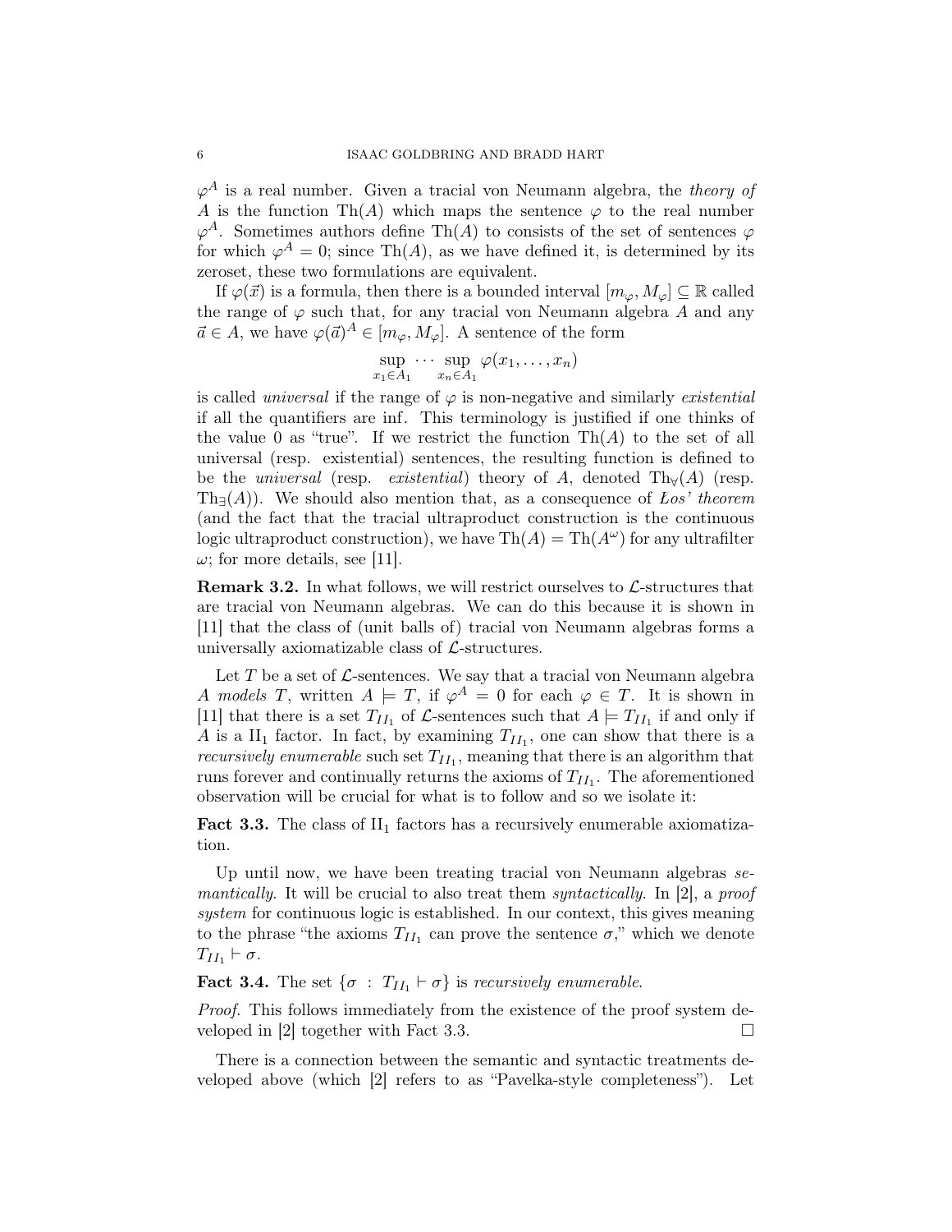$\varphi^A$ is a real number. Given a tracial von Neumann algebra, the *theory of* $A$ is the function $\mathrm{Th}(A)$ which maps the sentence $\varphi$ to the real number $\varphi^A$. Sometimes authors define $\mathrm{Th}(A)$ to consists of the set of sentences $\varphi$ for which $\varphi^A = 0$; since $\mathrm{Th}(A)$, as we have defined it, is determined by its zeroset, these two formulations are equivalent.

If $\varphi(\vec{x})$ is a formula, then there is a bounded interval $[m_\varphi, M_\varphi] \subseteq \mathbb{R}$ called the range of $\varphi$ such that, for any tracial von Neumann algebra $A$ and any $\vec{a} \in A$, we have $\varphi(\vec{a})^A \in [m_\varphi, M_\varphi]$. A sentence of the form

$$\sup_{x_1 \in A_1} \cdots \sup_{x_n \in A_1} \varphi(x_1, \ldots, x_n)$$

is called *universal* if the range of $\varphi$ is non-negative and similarly *existential* if all the quantifiers are inf. This terminology is justified if one thinks of the value 0 as "true". If we restrict the function $\mathrm{Th}(A)$ to the set of all universal (resp. existential) sentences, the resulting function is defined to be the *universal* (resp. *existential*) theory of $A$, denoted $\mathrm{Th}_\forall(A)$ (resp. $\mathrm{Th}_\exists(A)$). We should also mention that, as a consequence of *Łos' theorem* (and the fact that the tracial ultraproduct construction is the continuous logic ultraproduct construction), we have $\mathrm{Th}(A) = \mathrm{Th}(A^\omega)$ for any ultrafilter $\omega$; for more details, see [11].

**Remark 3.2.** In what follows, we will restrict ourselves to $\mathcal{L}$-structures that are tracial von Neumann algebras. We can do this because it is shown in [11] that the class of (unit balls of) tracial von Neumann algebras forms a universally axiomatizable class of $\mathcal{L}$-structures.

Let $T$ be a set of $\mathcal{L}$-sentences. We say that a tracial von Neumann algebra $A$ *models* $T$, written $A \models T$, if $\varphi^A = 0$ for each $\varphi \in T$. It is shown in [11] that there is a set $T_{II_1}$ of $\mathcal{L}$-sentences such that $A \models T_{II_1}$ if and only if $A$ is a $\mathrm{II}_1$ factor. In fact, by examining $T_{II_1}$, one can show that there is a *recursively enumerable* such set $T_{II_1}$, meaning that there is an algorithm that runs forever and continually returns the axioms of $T_{II_1}$. The aforementioned observation will be crucial for what is to follow and so we isolate it:

**Fact 3.3.** The class of $\mathrm{II}_1$ factors has a recursively enumerable axiomatization.

Up until now, we have been treating tracial von Neumann algebras *semantically*. It will be crucial to also treat them *syntactically*. In [2], a *proof system* for continuous logic is established. In our context, this gives meaning to the phrase "the axioms $T_{II_1}$ can prove the sentence $\sigma$," which we denote $T_{II_1} \vdash \sigma$.

**Fact 3.4.** *The set* $\{\sigma \ : \ T_{II_1} \vdash \sigma\}$ *is recursively enumerable.*

*Proof.* This follows immediately from the existence of the proof system developed in [2] together with Fact 3.3. $\square$

There is a connection between the semantic and syntactic treatments developed above (which [2] refers to as "Pavelka-style completeness"). Let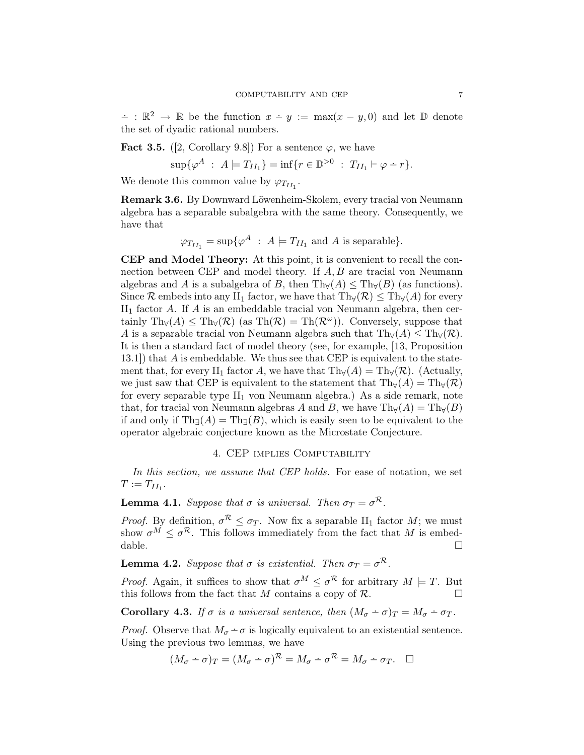$\dot{-} : \mathbb{R}^2 \to \mathbb{R}$ be the function $x \dot{-} y := \max(x - y, 0)$ and let $\mathbb{D}$ denote the set of dyadic rational numbers.

**Fact 3.5.** ([2, Corollary 9.8]) For a sentence $\varphi$, we have

$$\sup\{\varphi^A \ : \ A \models T_{II_1}\} = \inf\{r \in \mathbb{D}^{>0} \ : \ T_{II_1} \vdash \varphi \dot{-} r\}.$$

We denote this common value by $\varphi_{T_{II_1}}$.

**Remark 3.6.** By Downward Löwenheim-Skolem, every tracial von Neumann algebra has a separable subalgebra with the same theory. Consequently, we have that

$$\varphi_{T_{II_1}} = \sup\{\varphi^A \ : \ A \models T_{II_1} \text{ and } A \text{ is separable}\}.$$

**CEP and Model Theory:** At this point, it is convenient to recall the connection between CEP and model theory. If $A, B$ are tracial von Neumann algebras and $A$ is a subalgebra of $B$, then $\mathrm{Th}_\forall(A) \leq \mathrm{Th}_\forall(B)$ (as functions). Since $\mathcal{R}$ embeds into any $\mathrm{II}_1$ factor, we have that $\mathrm{Th}_\forall(\mathcal{R}) \leq \mathrm{Th}_\forall(A)$ for every $\mathrm{II}_1$ factor $A$. If $A$ is an embeddable tracial von Neumann algebra, then certainly $\mathrm{Th}_\forall(A) \leq \mathrm{Th}_\forall(\mathcal{R})$ (as $\mathrm{Th}(\mathcal{R}) = \mathrm{Th}(\mathcal{R}^\omega)$). Conversely, suppose that $A$ is a separable tracial von Neumann algebra such that $\mathrm{Th}_\forall(A) \leq \mathrm{Th}_\forall(\mathcal{R})$. It is then a standard fact of model theory (see, for example, [13, Proposition 13.1]) that $A$ is embeddable. We thus see that CEP is equivalent to the statement that, for every $\mathrm{II}_1$ factor $A$, we have that $\mathrm{Th}_\forall(A) = \mathrm{Th}_\forall(\mathcal{R})$. (Actually, we just saw that CEP is equivalent to the statement that $\mathrm{Th}_\forall(A) = \mathrm{Th}_\forall(\mathcal{R})$ for every separable type $\mathrm{II}_1$ von Neumann algebra.) As a side remark, note that, for tracial von Neumann algebras $A$ and $B$, we have $\mathrm{Th}_\forall(A) = \mathrm{Th}_\forall(B)$ if and only if $\mathrm{Th}_\exists(A) = \mathrm{Th}_\exists(B)$, which is easily seen to be equivalent to the operator algebraic conjecture known as the Microstate Conjecture.

## 4. CEP implies Computability

*In this section, we assume that CEP holds.* For ease of notation, we set $T := T_{II_1}$.

**Lemma 4.1.** *Suppose that $\sigma$ is universal. Then $\sigma_T = \sigma^{\mathcal{R}}$.*

*Proof.* By definition, $\sigma^{\mathcal{R}} \leq \sigma_T$. Now fix a separable $\mathrm{II}_1$ factor $M$; we must show $\sigma^M \leq \sigma^{\mathcal{R}}$. This follows immediately from the fact that $M$ is embeddable. $\square$

**Lemma 4.2.** *Suppose that $\sigma$ is existential. Then $\sigma_T = \sigma^{\mathcal{R}}$.*

*Proof.* Again, it suffices to show that $\sigma^M \leq \sigma^{\mathcal{R}}$ for arbitrary $M \models T$. But this follows from the fact that $M$ contains a copy of $\mathcal{R}$. $\square$

**Corollary 4.3.** *If $\sigma$ is a universal sentence, then $(M_\sigma \dot{-} \sigma)_T = M_\sigma \dot{-} \sigma_T$.*

*Proof.* Observe that $M_\sigma \dot{-} \sigma$ is logically equivalent to an existential sentence. Using the previous two lemmas, we have

$$(M_\sigma \dot{-} \sigma)_T = (M_\sigma \dot{-} \sigma)^{\mathcal{R}} = M_\sigma \dot{-} \sigma^{\mathcal{R}} = M_\sigma \dot{-} \sigma_T. \quad \square$$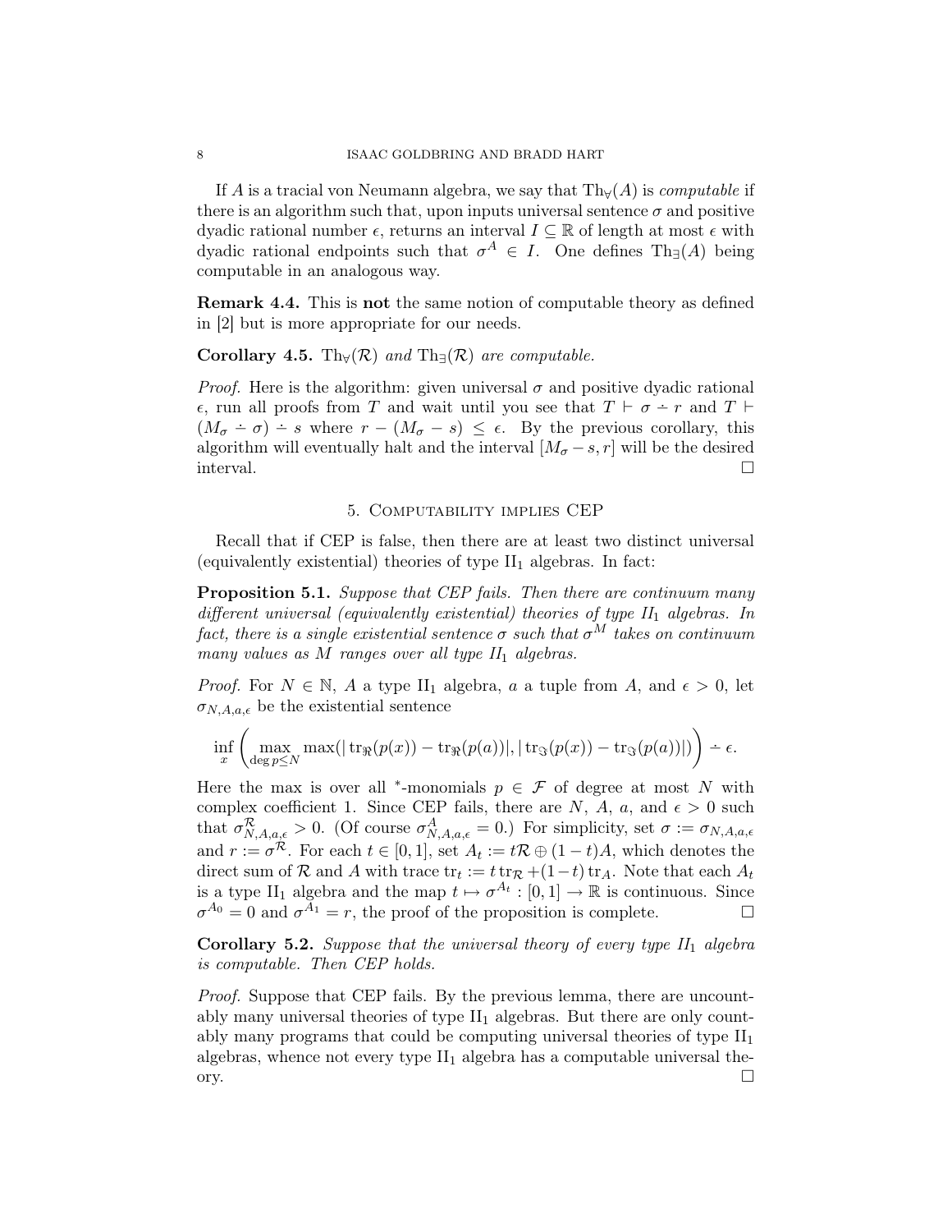If $A$ is a tracial von Neumann algebra, we say that $\mathrm{Th}_\forall(A)$ is *computable* if there is an algorithm such that, upon inputs universal sentence $\sigma$ and positive dyadic rational number $\epsilon$, returns an interval $I \subseteq \mathbb{R}$ of length at most $\epsilon$ with dyadic rational endpoints such that $\sigma^A \in I$. One defines $\mathrm{Th}_\exists(A)$ being computable in an analogous way.

**Remark 4.4.** This is **not** the same notion of computable theory as defined in [2] but is more appropriate for our needs.

**Corollary 4.5.** *$\mathrm{Th}_\forall(\mathcal{R})$ and $\mathrm{Th}_\exists(\mathcal{R})$ are computable.*

*Proof.* Here is the algorithm: given universal $\sigma$ and positive dyadic rational $\epsilon$, run all proofs from $T$ and wait until you see that $T \vdash \sigma \dot{-} r$ and $T \vdash (M_\sigma \dot{-} \sigma) \dot{-} s$ where $r - (M_\sigma - s) \leq \epsilon$. By the previous corollary, this algorithm will eventually halt and the interval $[M_\sigma - s, r]$ will be the desired interval. $\square$

## 5. Computability implies CEP

Recall that if CEP is false, then there are at least two distinct universal (equivalently existential) theories of type $\mathrm{II}_1$ algebras. In fact:

**Proposition 5.1.** *Suppose that CEP fails. Then there are continuum many different universal (equivalently existential) theories of type $II_1$ algebras. In fact, there is a single existential sentence $\sigma$ such that $\sigma^M$ takes on continuum many values as $M$ ranges over all type $II_1$ algebras.*

*Proof.* For $N \in \mathbb{N}$, $A$ a type $\mathrm{II}_1$ algebra, $a$ a tuple from $A$, and $\epsilon > 0$, let $\sigma_{N,A,a,\epsilon}$ be the existential sentence

$$\inf_x \left( \max_{\deg p \leq N} \max(|\operatorname{tr}_{\mathfrak{R}}(p(x)) - \operatorname{tr}_{\mathfrak{R}}(p(a))|, |\operatorname{tr}_{\mathfrak{I}}(p(x)) - \operatorname{tr}_{\mathfrak{I}}(p(a))|) \right) \dot{-} \epsilon.$$

Here the max is over all $^*$-monomials $p \in \mathcal{F}$ of degree at most $N$ with complex coefficient 1. Since CEP fails, there are $N$, $A$, $a$, and $\epsilon > 0$ such that $\sigma^{\mathcal{R}}_{N,A,a,\epsilon} > 0$. (Of course $\sigma^A_{N,A,a,\epsilon} = 0$.) For simplicity, set $\sigma := \sigma_{N,A,a,\epsilon}$ and $r := \sigma^{\mathcal{R}}$. For each $t \in [0,1]$, set $A_t := t\mathcal{R} \oplus (1-t)A$, which denotes the direct sum of $\mathcal{R}$ and $A$ with trace $\operatorname{tr}_t := t\operatorname{tr}_{\mathcal{R}} + (1-t)\operatorname{tr}_A$. Note that each $A_t$ is a type $\mathrm{II}_1$ algebra and the map $t \mapsto \sigma^{A_t} : [0,1] \to \mathbb{R}$ is continuous. Since $\sigma^{A_0} = 0$ and $\sigma^{A_1} = r$, the proof of the proposition is complete. $\square$

**Corollary 5.2.** *Suppose that the universal theory of every type $II_1$ algebra is computable. Then CEP holds.*

*Proof.* Suppose that CEP fails. By the previous lemma, there are uncountably many universal theories of type $\mathrm{II}_1$ algebras. But there are only countably many programs that could be computing universal theories of type $\mathrm{II}_1$ algebras, whence not every type $\mathrm{II}_1$ algebra has a computable universal theory. $\square$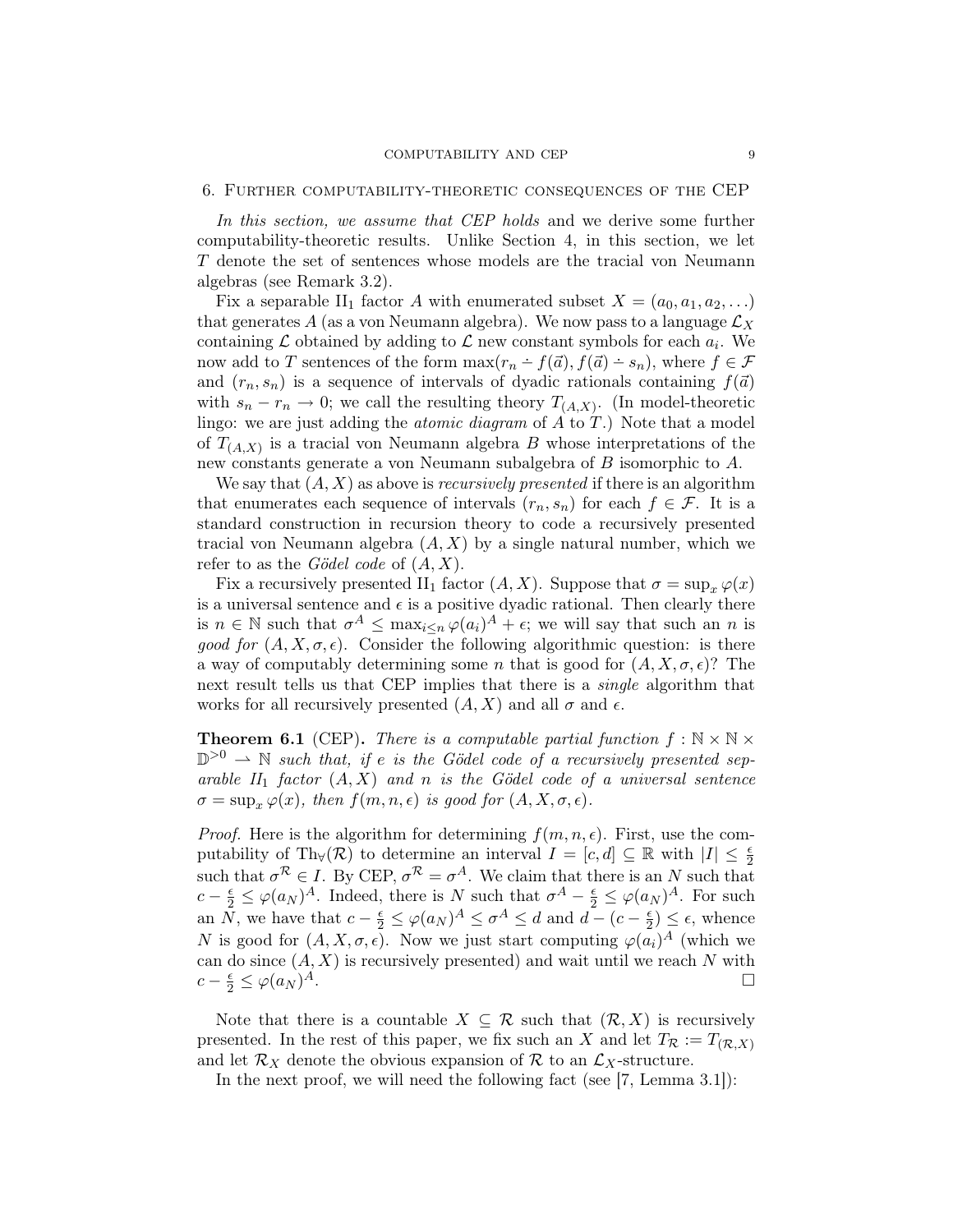## 6. Further computability-theoretic consequences of the CEP

*In this section, we assume that CEP holds* and we derive some further computability-theoretic results. Unlike Section 4, in this section, we let $T$ denote the set of sentences whose models are the tracial von Neumann algebras (see Remark 3.2).

Fix a separable $\mathrm{II}_1$ factor $A$ with enumerated subset $X = (a_0, a_1, a_2, \ldots)$ that generates $A$ (as a von Neumann algebra). We now pass to a language $\mathcal{L}_X$ containing $\mathcal{L}$ obtained by adding to $\mathcal{L}$ new constant symbols for each $a_i$. We now add to $T$ sentences of the form $\max(r_n \dot{-} f(\vec{a}), f(\vec{a}) \dot{-} s_n)$, where $f \in \mathcal{F}$ and $(r_n, s_n)$ is a sequence of intervals of dyadic rationals containing $f(\vec{a})$ with $s_n - r_n \to 0$; we call the resulting theory $T_{(A,X)}$. (In model-theoretic lingo: we are just adding the *atomic diagram* of $A$ to $T$.) Note that a model of $T_{(A,X)}$ is a tracial von Neumann algebra $B$ whose interpretations of the new constants generate a von Neumann subalgebra of $B$ isomorphic to $A$.

We say that $(A, X)$ as above is *recursively presented* if there is an algorithm that enumerates each sequence of intervals $(r_n, s_n)$ for each $f \in \mathcal{F}$. It is a standard construction in recursion theory to code a recursively presented tracial von Neumann algebra $(A, X)$ by a single natural number, which we refer to as the *Gödel code* of $(A, X)$.

Fix a recursively presented $\mathrm{II}_1$ factor $(A, X)$. Suppose that $\sigma = \sup_x \varphi(x)$ is a universal sentence and $\epsilon$ is a positive dyadic rational. Then clearly there is $n \in \mathbb{N}$ such that $\sigma^A \leq \max_{i \leq n} \varphi(a_i)^A + \epsilon$; we will say that such an $n$ is *good for* $(A, X, \sigma, \epsilon)$. Consider the following algorithmic question: is there a way of computably determining some $n$ that is good for $(A, X, \sigma, \epsilon)$? The next result tells us that CEP implies that there is a *single* algorithm that works for all recursively presented $(A, X)$ and all $\sigma$ and $\epsilon$.

**Theorem 6.1** (CEP). *There is a computable partial function $f : \mathbb{N} \times \mathbb{N} \times \mathbb{D}^{>0} \rightharpoonup \mathbb{N}$ such that, if $e$ is the Gödel code of a recursively presented separable $\mathrm{II}_1$ factor $(A, X)$ and $n$ is the Gödel code of a universal sentence $\sigma = \sup_x \varphi(x)$, then $f(m, n, \epsilon)$ is good for $(A, X, \sigma, \epsilon)$.*

*Proof.* Here is the algorithm for determining $f(m, n, \epsilon)$. First, use the computability of $\mathrm{Th}_\forall(\mathcal{R})$ to determine an interval $I = [c, d] \subseteq \mathbb{R}$ with $|I| \leq \frac{\epsilon}{2}$ such that $\sigma^{\mathcal{R}} \in I$. By CEP, $\sigma^{\mathcal{R}} = \sigma^A$. We claim that there is an $N$ such that $c - \frac{\epsilon}{2} \leq \varphi(a_N)^A$. Indeed, there is $N$ such that $\sigma^A - \frac{\epsilon}{2} \leq \varphi(a_N)^A$. For such an $N$, we have that $c - \frac{\epsilon}{2} \leq \varphi(a_N)^A \leq \sigma^A \leq d$ and $d - (c - \frac{\epsilon}{2}) \leq \epsilon$, whence $N$ is good for $(A, X, \sigma, \epsilon)$. Now we just start computing $\varphi(a_i)^A$ (which we can do since $(A, X)$ is recursively presented) and wait until we reach $N$ with $c - \frac{\epsilon}{2} \leq \varphi(a_N)^A$. $\square$

Note that there is a countable $X \subseteq \mathcal{R}$ such that $(\mathcal{R}, X)$ is recursively presented. In the rest of this paper, we fix such an $X$ and let $T_{\mathcal{R}} := T_{(\mathcal{R},X)}$ and let $\mathcal{R}_X$ denote the obvious expansion of $\mathcal{R}$ to an $\mathcal{L}_X$-structure.

In the next proof, we will need the following fact (see [7, Lemma 3.1]):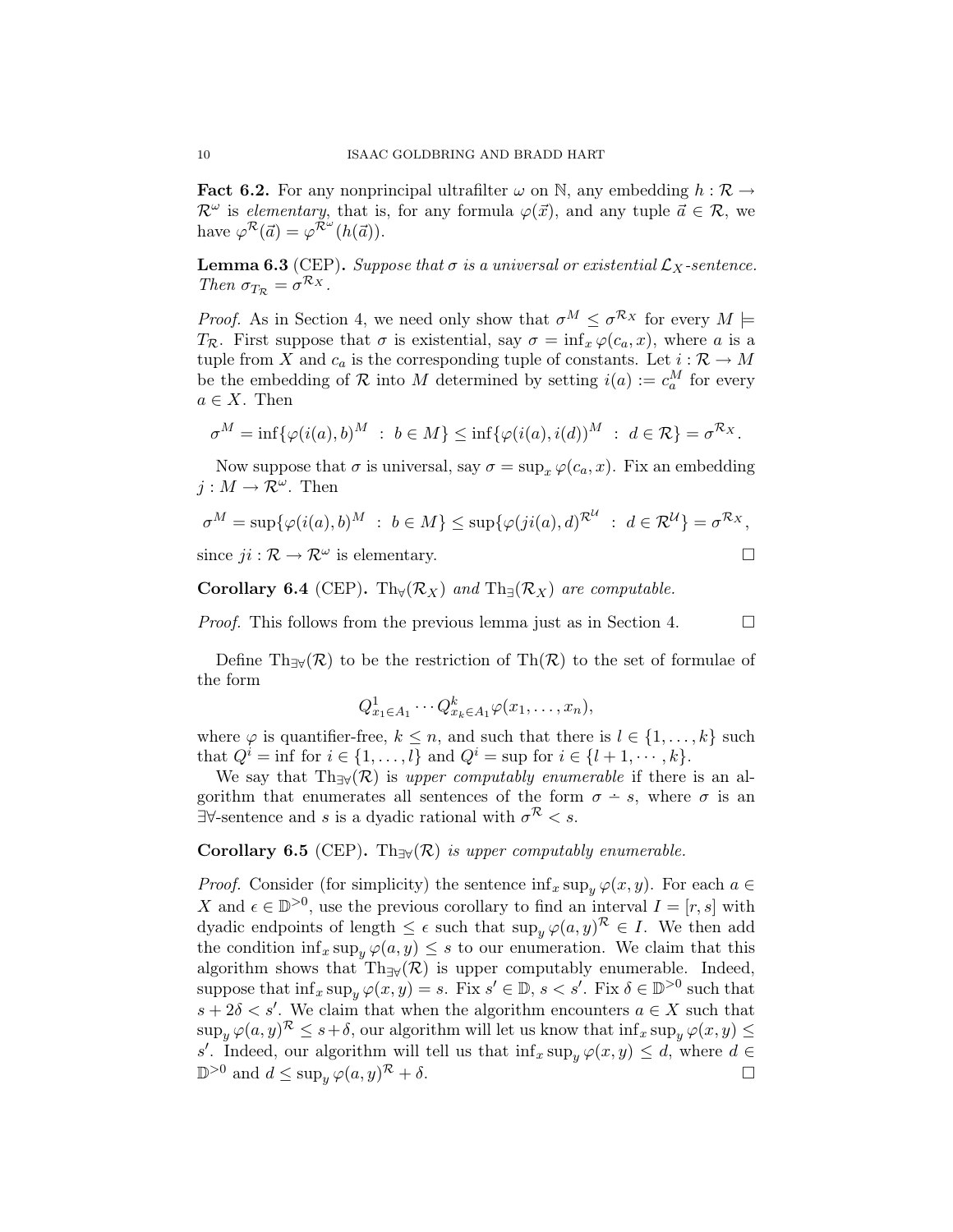**Fact 6.2.** For any nonprincipal ultrafilter $\omega$ on $\mathbb{N}$, any embedding $h : \mathcal{R} \to \mathcal{R}^\omega$ is *elementary*, that is, for any formula $\varphi(\vec{x})$, and any tuple $\vec{a} \in \mathcal{R}$, we have $\varphi^{\mathcal{R}}(\vec{a}) = \varphi^{\mathcal{R}^\omega}(h(\vec{a}))$.

**Lemma 6.3** (CEP)**.** *Suppose that $\sigma$ is a universal or existential $\mathcal{L}_X$-sentence. Then $\sigma_{T_\mathcal{R}} = \sigma^{\mathcal{R}_X}$.*

*Proof.* As in Section 4, we need only show that $\sigma^M \leq \sigma^{\mathcal{R}_X}$ for every $M \models T_\mathcal{R}$. First suppose that $\sigma$ is existential, say $\sigma = \inf_x \varphi(c_a, x)$, where $a$ is a tuple from $X$ and $c_a$ is the corresponding tuple of constants. Let $i : \mathcal{R} \to M$ be the embedding of $\mathcal{R}$ into $M$ determined by setting $i(a) := c_a^M$ for every $a \in X$. Then

$$\sigma^M = \inf\{\varphi(i(a), b)^M \ : \ b \in M\} \leq \inf\{\varphi(i(a), i(d))^M \ : \ d \in \mathcal{R}\} = \sigma^{\mathcal{R}_X}.$$

Now suppose that $\sigma$ is universal, say $\sigma = \sup_x \varphi(c_a, x)$. Fix an embedding $j : M \to \mathcal{R}^\omega$. Then

$$\sigma^M = \sup\{\varphi(i(a), b)^M \ : \ b \in M\} \leq \sup\{\varphi(ji(a), d)^{\mathcal{R}^\mathcal{U}} \ : \ d \in \mathcal{R}^\mathcal{U}\} = \sigma^{\mathcal{R}_X},$$

since $ji : \mathcal{R} \to \mathcal{R}^\omega$ is elementary. $\square$

**Corollary 6.4** (CEP)**.** *$\mathrm{Th}_\forall(\mathcal{R}_X)$ and $\mathrm{Th}_\exists(\mathcal{R}_X)$ are computable.*

*Proof.* This follows from the previous lemma just as in Section 4. $\square$

Define $\mathrm{Th}_{\exists\forall}(\mathcal{R})$ to be the restriction of $\mathrm{Th}(\mathcal{R})$ to the set of formulae of the form

$$Q^1_{x_1 \in A_1} \cdots Q^k_{x_k \in A_1} \varphi(x_1, \ldots, x_n),$$

where $\varphi$ is quantifier-free, $k \leq n$, and such that there is $l \in \{1, \ldots, k\}$ such that $Q^i = \inf$ for $i \in \{1, \ldots, l\}$ and $Q^i = \sup$ for $i \in \{l+1, \cdots, k\}$.

We say that $\mathrm{Th}_{\exists\forall}(\mathcal{R})$ is *upper computably enumerable* if there is an algorithm that enumerates all sentences of the form $\sigma \dot{-} s$, where $\sigma$ is an $\exists\forall$-sentence and $s$ is a dyadic rational with $\sigma^\mathcal{R} < s$.

**Corollary 6.5** (CEP)**.** *$\mathrm{Th}_{\exists\forall}(\mathcal{R})$ is upper computably enumerable.*

*Proof.* Consider (for simplicity) the sentence $\inf_x \sup_y \varphi(x, y)$. For each $a \in X$ and $\epsilon \in \mathbb{D}^{>0}$, use the previous corollary to find an interval $I = [r, s]$ with dyadic endpoints of length $\leq \epsilon$ such that $\sup_y \varphi(a, y)^\mathcal{R} \in I$. We then add the condition $\inf_x \sup_y \varphi(a, y) \leq s$ to our enumeration. We claim that this algorithm shows that $\mathrm{Th}_{\exists\forall}(\mathcal{R})$ is upper computably enumerable. Indeed, suppose that $\inf_x \sup_y \varphi(x, y) = s$. Fix $s' \in \mathbb{D}$, $s < s'$. Fix $\delta \in \mathbb{D}^{>0}$ such that $s + 2\delta < s'$. We claim that when the algorithm encounters $a \in X$ such that $\sup_y \varphi(a, y)^\mathcal{R} \leq s + \delta$, our algorithm will let us know that $\inf_x \sup_y \varphi(x, y) \leq s'$. Indeed, our algorithm will tell us that $\inf_x \sup_y \varphi(x, y) \leq d$, where $d \in \mathbb{D}^{>0}$ and $d \leq \sup_y \varphi(a, y)^\mathcal{R} + \delta$. $\square$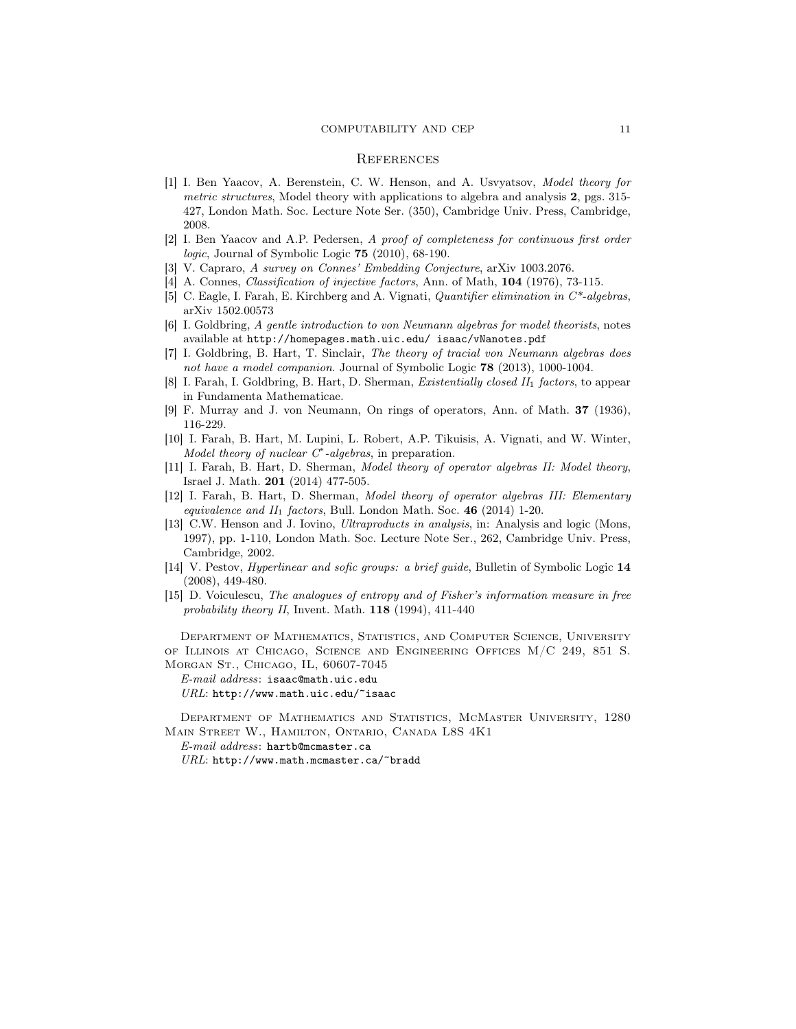## References

[1] I. Ben Yaacov, A. Berenstein, C. W. Henson, and A. Usvyatsov, *Model theory for metric structures*, Model theory with applications to algebra and analysis **2**, pgs. 315-427, London Math. Soc. Lecture Note Ser. (350), Cambridge Univ. Press, Cambridge, 2008.

[2] I. Ben Yaacov and A.P. Pedersen, *A proof of completeness for continuous first order logic*, Journal of Symbolic Logic **75** (2010), 68-190.

[3] V. Capraro, *A survey on Connes' Embedding Conjecture*, arXiv 1003.2076.

[4] A. Connes, *Classification of injective factors*, Ann. of Math, **104** (1976), 73-115.

[5] C. Eagle, I. Farah, E. Kirchberg and A. Vignati, *Quantifier elimination in C\*-algebras*, arXiv 1502.00573

[6] I. Goldbring, *A gentle introduction to von Neumann algebras for model theorists*, notes available at `http://homepages.math.uic.edu/ isaac/vNanotes.pdf`

[7] I. Goldbring, B. Hart, T. Sinclair, *The theory of tracial von Neumann algebras does not have a model companion*. Journal of Symbolic Logic **78** (2013), 1000-1004.

[8] I. Farah, I. Goldbring, B. Hart, D. Sherman, *Existentially closed $II_1$ factors*, to appear in Fundamenta Mathematicae.

[9] F. Murray and J. von Neumann, On rings of operators, Ann. of Math. **37** (1936), 116-229.

[10] I. Farah, B. Hart, M. Lupini, L. Robert, A.P. Tikuisis, A. Vignati, and W. Winter, *Model theory of nuclear $C^*$-algebras*, in preparation.

[11] I. Farah, B. Hart, D. Sherman, *Model theory of operator algebras II: Model theory*, Israel J. Math. **201** (2014) 477-505.

[12] I. Farah, B. Hart, D. Sherman, *Model theory of operator algebras III: Elementary equivalence and $II_1$ factors*, Bull. London Math. Soc. **46** (2014) 1-20.

[13] C.W. Henson and J. Iovino, *Ultraproducts in analysis*, in: Analysis and logic (Mons, 1997), pp. 1-110, London Math. Soc. Lecture Note Ser., 262, Cambridge Univ. Press, Cambridge, 2002.

[14] V. Pestov, *Hyperlinear and sofic groups: a brief guide*, Bulletin of Symbolic Logic **14** (2008), 449-480.

[15] D. Voiculescu, *The analogues of entropy and of Fisher's information measure in free probability theory II*, Invent. Math. **118** (1994), 411-440

Department of Mathematics, Statistics, and Computer Science, University of Illinois at Chicago, Science and Engineering Offices M/C 249, 851 S. Morgan St., Chicago, IL, 60607-7045

*E-mail address*: `isaac@math.uic.edu`

*URL*: `http://www.math.uic.edu/~isaac`

Department of Mathematics and Statistics, McMaster University, 1280 Main Street W., Hamilton, Ontario, Canada L8S 4K1

*E-mail address*: `hartb@mcmaster.ca`

*URL*: `http://www.math.mcmaster.ca/~bradd`